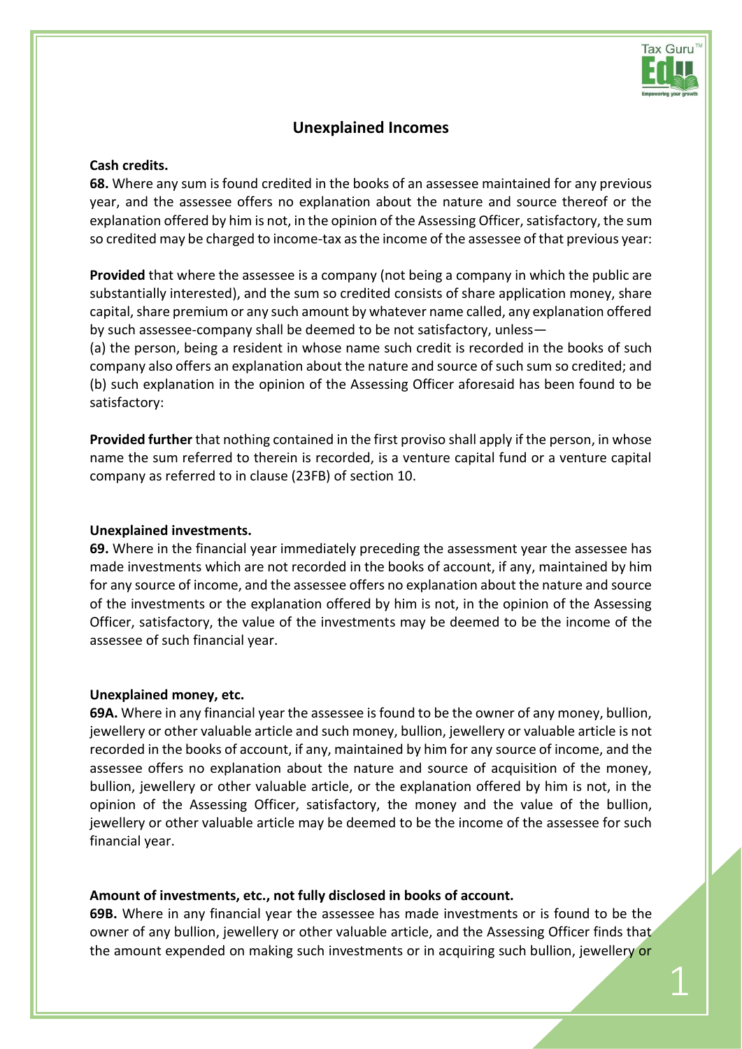# Unexplained Incomes

**Cash credits.**

**68.** Where any sum is found credited in the books of an assessee maintained for any previous year, and the assessee offers no explanation about the nature and source thereof or the explanation offered by him is not, in the opinion of the Assessing Officer, satisfactory, the sum so credited may be charged to income-tax as the income of the assessee of that previous year:

**Provided** that where the assessee is a company (not being a company in which the public are substantially interested), and the sum so credited consists of share application money, share capital, share premium or any such amount by whatever name called, any explanation offered by such assessee-company shall be deemed to be not satisfactory, unless—

(a) the person, being a resident in whose name such credit is recorded in the books of such company also offers an explanation about the nature and source of such sum so credited; and

(b) such explanation in the opinion of the Assessing Officer aforesaid has been found to be satisfactory:

**Provided further** that nothing contained in the first proviso shall apply if the person, in whose name the sum referred to therein is recorded, is a venture capital fund or a venture capital company as referred to in clause (23FB) of section 10.

**Unexplained investments.**

**69.** Where in the financial year immediately preceding the assessment year the assessee has made investments which are not recorded in the books of account, if any, maintained by him for any source of income, and the assessee offers no explanation about the nature and source of the investments or the explanation offered by him is not, in the opinion of the Assessing Officer, satisfactory, the value of the investments may be deemed to be the income of the assessee of such financial year.

**Unexplained money, etc.**

**69A.** Where in any financial year the assessee is found to be the owner of any money, bullion, jewellery or other valuable article and such money, bullion, jewellery or valuable article is not recorded in the books of account, if any, maintained by him for any source of income, and the assessee offers no explanation about the nature and source of acquisition of the money, bullion, jewellery or other valuable article, or the explanation offered by him is not, in the opinion of the Assessing Officer, satisfactory, the money and the value of the bullion, jewellery or other valuable article may be deemed to be the income of the assessee for such financial year.

**Amount of investments, etc., not fully disclosed in books of account.**

**69B.** Where in any financial year the assessee has made investments or is found to be the owner of any bullion, jewellery or other valuable article, and the Assessing Officer finds that the amount expended on making such investments or in acquiring such bullion, jewellery or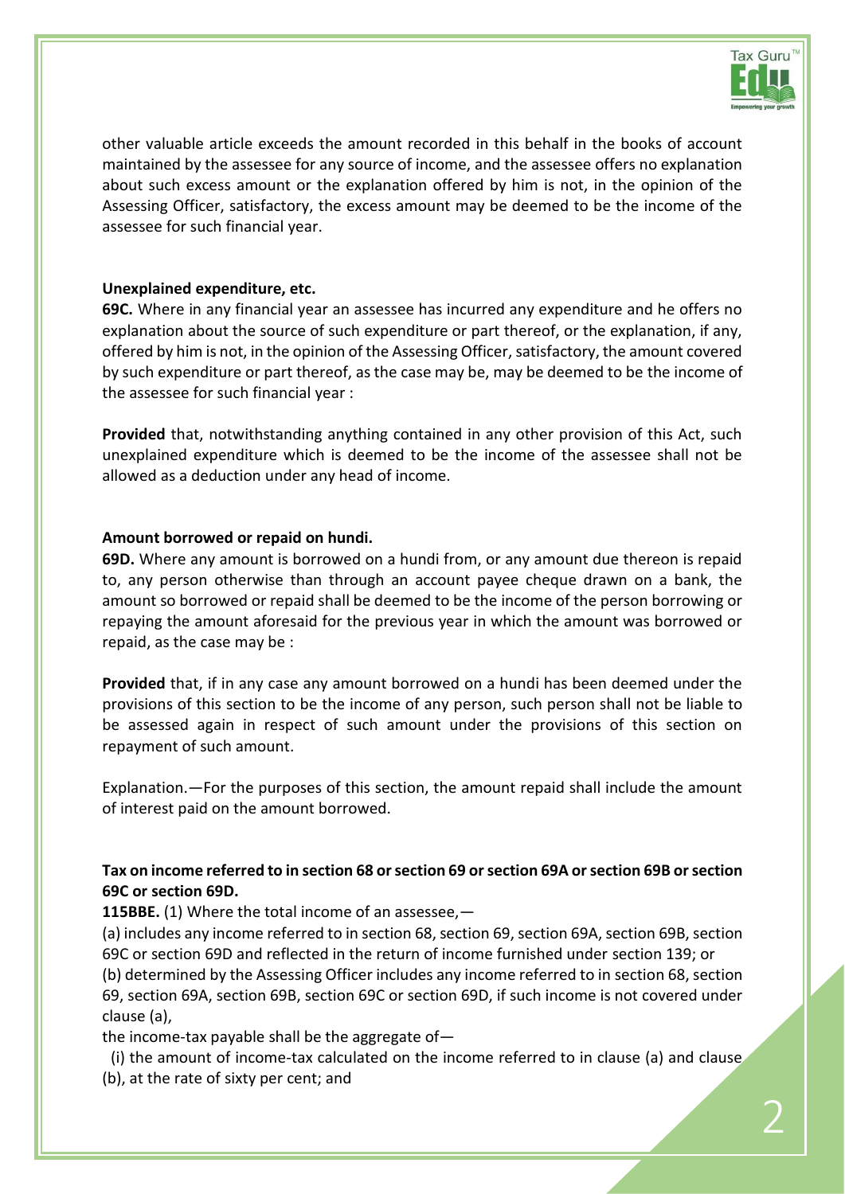other valuable article exceeds the amount recorded in this behalf in the books of account maintained by the assessee for any source of income, and the assessee offers no explanation about such excess amount or the explanation offered by him is not, in the opinion of the Assessing Officer, satisfactory, the excess amount may be deemed to be the income of the assessee for such financial year.

**Unexplained expenditure, etc.**

**69C.** Where in any financial year an assessee has incurred any expenditure and he offers no explanation about the source of such expenditure or part thereof, or the explanation, if any, offered by him is not, in the opinion of the Assessing Officer, satisfactory, the amount covered by such expenditure or part thereof, as the case may be, may be deemed to be the income of the assessee for such financial year :

**Provided** that, notwithstanding anything contained in any other provision of this Act, such unexplained expenditure which is deemed to be the income of the assessee shall not be allowed as a deduction under any head of income.

**Amount borrowed or repaid on hundi.**

**69D.** Where any amount is borrowed on a hundi from, or any amount due thereon is repaid to, any person otherwise than through an account payee cheque drawn on a bank, the amount so borrowed or repaid shall be deemed to be the income of the person borrowing or repaying the amount aforesaid for the previous year in which the amount was borrowed or repaid, as the case may be :

**Provided** that, if in any case any amount borrowed on a hundi has been deemed under the provisions of this section to be the income of any person, such person shall not be liable to be assessed again in respect of such amount under the provisions of this section on repayment of such amount.

Explanation.—For the purposes of this section, the amount repaid shall include the amount of interest paid on the amount borrowed.

**Tax on income referred to in section 68 or section 69 or section 69A or section 69B or section 69C or section 69D.**

**115BBE.** (1) Where the total income of an assessee,—

(a) includes any income referred to in section 68, section 69, section 69A, section 69B, section 69C or section 69D and reflected in the return of income furnished under section 139; or

(b) determined by the Assessing Officer includes any income referred to in section 68, section 69, section 69A, section 69B, section 69C or section 69D, if such income is not covered under clause (a),

the income-tax payable shall be the aggregate of—

(i) the amount of income-tax calculated on the income referred to in clause (a) and clause (b), at the rate of sixty per cent; and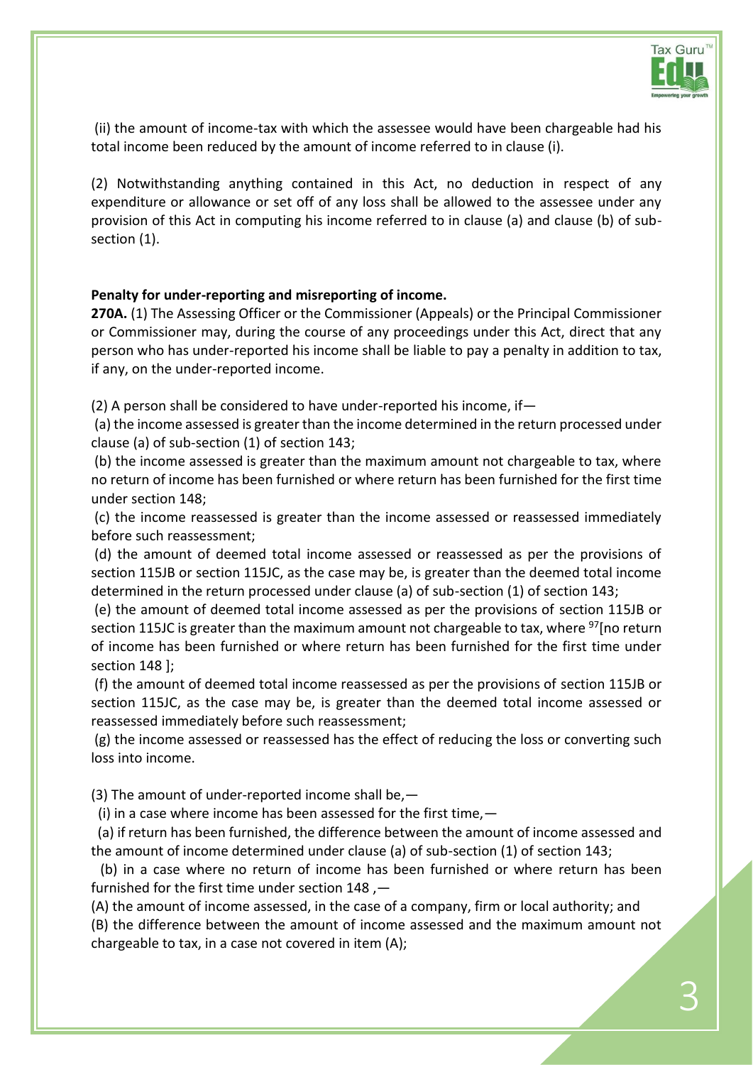(ii) the amount of income-tax with which the assessee would have been chargeable had his total income been reduced by the amount of income referred to in clause (i).

(2) Notwithstanding anything contained in this Act, no deduction in respect of any expenditure or allowance or set off of any loss shall be allowed to the assessee under any provision of this Act in computing his income referred to in clause (a) and clause (b) of sub-section (1).

**Penalty for under-reporting and misreporting of income.**

**270A.** (1) The Assessing Officer or the Commissioner (Appeals) or the Principal Commissioner or Commissioner may, during the course of any proceedings under this Act, direct that any person who has under-reported his income shall be liable to pay a penalty in addition to tax, if any, on the under-reported income.

(2) A person shall be considered to have under-reported his income, if—

(a) the income assessed is greater than the income determined in the return processed under clause (a) of sub-section (1) of section 143;

(b) the income assessed is greater than the maximum amount not chargeable to tax, where no return of income has been furnished or where return has been furnished for the first time under section 148;

(c) the income reassessed is greater than the income assessed or reassessed immediately before such reassessment;

(d) the amount of deemed total income assessed or reassessed as per the provisions of section 115JB or section 115JC, as the case may be, is greater than the deemed total income determined in the return processed under clause (a) of sub-section (1) of section 143;

(e) the amount of deemed total income assessed as per the provisions of section 115JB or section 115JC is greater than the maximum amount not chargeable to tax, where [97][no return of income has been furnished or where return has been furnished for the first time under section 148 ];

(f) the amount of deemed total income reassessed as per the provisions of section 115JB or section 115JC, as the case may be, is greater than the deemed total income assessed or reassessed immediately before such reassessment;

(g) the income assessed or reassessed has the effect of reducing the loss or converting such loss into income.

(3) The amount of under-reported income shall be,—

(i) in a case where income has been assessed for the first time,—

(a) if return has been furnished, the difference between the amount of income assessed and the amount of income determined under clause (a) of sub-section (1) of section 143;

(b) in a case where no return of income has been furnished or where return has been furnished for the first time under section 148 ,—

(A) the amount of income assessed, in the case of a company, firm or local authority; and

(B) the difference between the amount of income assessed and the maximum amount not chargeable to tax, in a case not covered in item (A);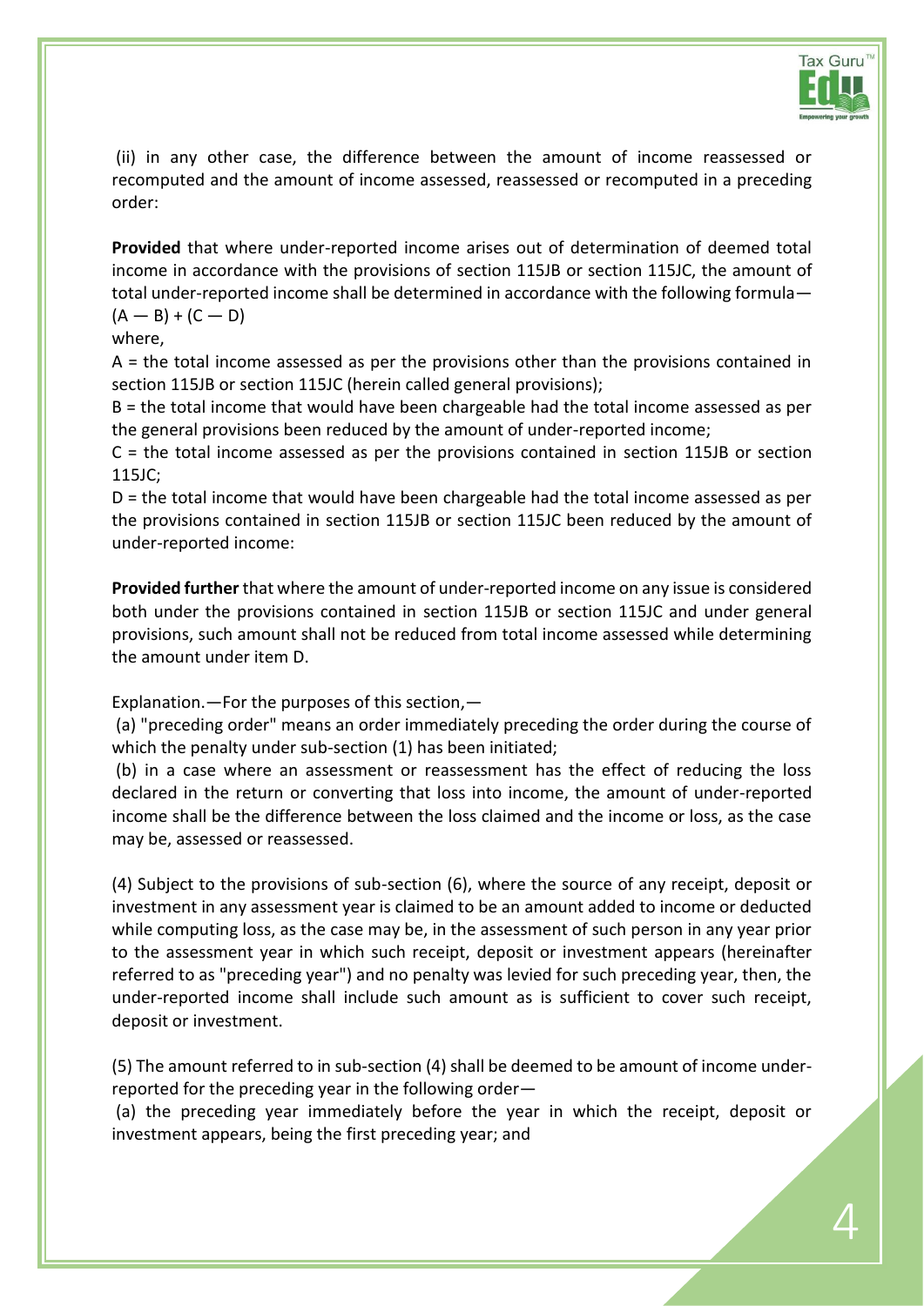(ii) in any other case, the difference between the amount of income reassessed or recomputed and the amount of income assessed, reassessed or recomputed in a preceding order:

**Provided** that where under-reported income arises out of determination of deemed total income in accordance with the provisions of section 115JB or section 115JC, the amount of total under-reported income shall be determined in accordance with the following formula—
$(A — B) + (C — D)$

where,

A = the total income assessed as per the provisions other than the provisions contained in section 115JB or section 115JC (herein called general provisions);

B = the total income that would have been chargeable had the total income assessed as per the general provisions been reduced by the amount of under-reported income;

C = the total income assessed as per the provisions contained in section 115JB or section 115JC;

D = the total income that would have been chargeable had the total income assessed as per the provisions contained in section 115JB or section 115JC been reduced by the amount of under-reported income:

**Provided further** that where the amount of under-reported income on any issue is considered both under the provisions contained in section 115JB or section 115JC and under general provisions, such amount shall not be reduced from total income assessed while determining the amount under item D.

Explanation.—For the purposes of this section,—

(a) "preceding order" means an order immediately preceding the order during the course of which the penalty under sub-section (1) has been initiated;

(b) in a case where an assessment or reassessment has the effect of reducing the loss declared in the return or converting that loss into income, the amount of under-reported income shall be the difference between the loss claimed and the income or loss, as the case may be, assessed or reassessed.

(4) Subject to the provisions of sub-section (6), where the source of any receipt, deposit or investment in any assessment year is claimed to be an amount added to income or deducted while computing loss, as the case may be, in the assessment of such person in any year prior to the assessment year in which such receipt, deposit or investment appears (hereinafter referred to as "preceding year") and no penalty was levied for such preceding year, then, the under-reported income shall include such amount as is sufficient to cover such receipt, deposit or investment.

(5) The amount referred to in sub-section (4) shall be deemed to be amount of income under-reported for the preceding year in the following order—

(a) the preceding year immediately before the year in which the receipt, deposit or investment appears, being the first preceding year; and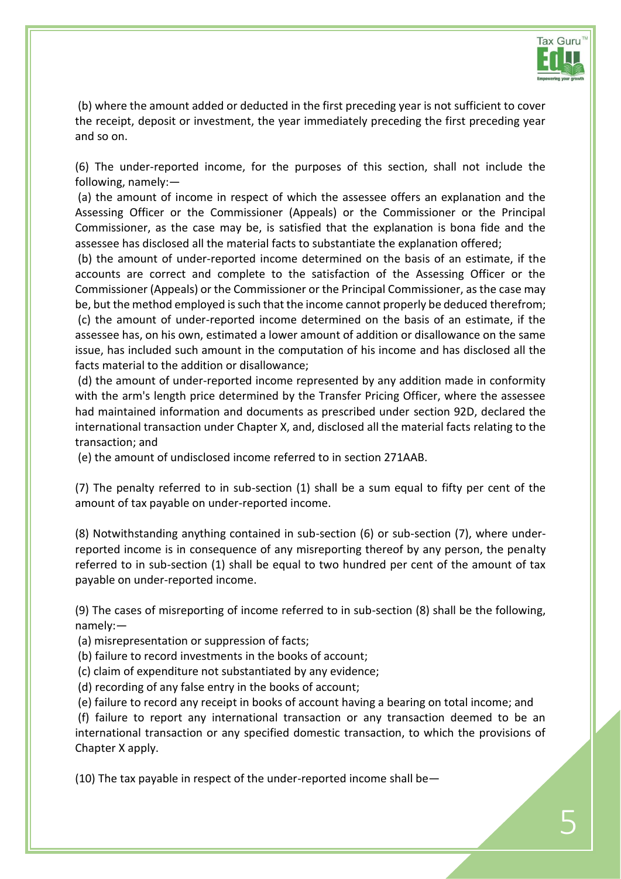(b) where the amount added or deducted in the first preceding year is not sufficient to cover the receipt, deposit or investment, the year immediately preceding the first preceding year and so on.

(6) The under-reported income, for the purposes of this section, shall not include the following, namely:—

(a) the amount of income in respect of which the assessee offers an explanation and the Assessing Officer or the Commissioner (Appeals) or the Commissioner or the Principal Commissioner, as the case may be, is satisfied that the explanation is bona fide and the assessee has disclosed all the material facts to substantiate the explanation offered;

(b) the amount of under-reported income determined on the basis of an estimate, if the accounts are correct and complete to the satisfaction of the Assessing Officer or the Commissioner (Appeals) or the Commissioner or the Principal Commissioner, as the case may be, but the method employed is such that the income cannot properly be deduced therefrom;

(c) the amount of under-reported income determined on the basis of an estimate, if the assessee has, on his own, estimated a lower amount of addition or disallowance on the same issue, has included such amount in the computation of his income and has disclosed all the facts material to the addition or disallowance;

(d) the amount of under-reported income represented by any addition made in conformity with the arm's length price determined by the Transfer Pricing Officer, where the assessee had maintained information and documents as prescribed under section 92D, declared the international transaction under Chapter X, and, disclosed all the material facts relating to the transaction; and

(e) the amount of undisclosed income referred to in section 271AAB.

(7) The penalty referred to in sub-section (1) shall be a sum equal to fifty per cent of the amount of tax payable on under-reported income.

(8) Notwithstanding anything contained in sub-section (6) or sub-section (7), where under-reported income is in consequence of any misreporting thereof by any person, the penalty referred to in sub-section (1) shall be equal to two hundred per cent of the amount of tax payable on under-reported income.

(9) The cases of misreporting of income referred to in sub-section (8) shall be the following, namely:—

(a) misrepresentation or suppression of facts;

(b) failure to record investments in the books of account;

(c) claim of expenditure not substantiated by any evidence;

(d) recording of any false entry in the books of account;

(e) failure to record any receipt in books of account having a bearing on total income; and

(f) failure to report any international transaction or any transaction deemed to be an international transaction or any specified domestic transaction, to which the provisions of Chapter X apply.

(10) The tax payable in respect of the under-reported income shall be—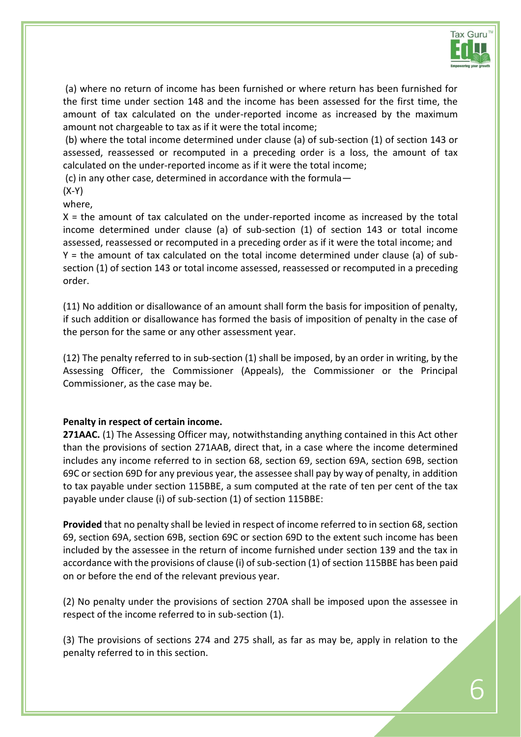(a) where no return of income has been furnished or where return has been furnished for the first time under section 148 and the income has been assessed for the first time, the amount of tax calculated on the under-reported income as increased by the maximum amount not chargeable to tax as if it were the total income;

(b) where the total income determined under clause (a) of sub-section (1) of section 143 or assessed, reassessed or recomputed in a preceding order is a loss, the amount of tax calculated on the under-reported income as if it were the total income;

(c) in any other case, determined in accordance with the formula—

(X-Y)

where,

X = the amount of tax calculated on the under-reported income as increased by the total income determined under clause (a) of sub-section (1) of section 143 or total income assessed, reassessed or recomputed in a preceding order as if it were the total income; and

Y = the amount of tax calculated on the total income determined under clause (a) of sub-section (1) of section 143 or total income assessed, reassessed or recomputed in a preceding order.

(11) No addition or disallowance of an amount shall form the basis for imposition of penalty, if such addition or disallowance has formed the basis of imposition of penalty in the case of the person for the same or any other assessment year.

(12) The penalty referred to in sub-section (1) shall be imposed, by an order in writing, by the Assessing Officer, the Commissioner (Appeals), the Commissioner or the Principal Commissioner, as the case may be.

**Penalty in respect of certain income.**

**271AAC.** (1) The Assessing Officer may, notwithstanding anything contained in this Act other than the provisions of section 271AAB, direct that, in a case where the income determined includes any income referred to in section 68, section 69, section 69A, section 69B, section 69C or section 69D for any previous year, the assessee shall pay by way of penalty, in addition to tax payable under section 115BBE, a sum computed at the rate of ten per cent of the tax payable under clause (i) of sub-section (1) of section 115BBE:

**Provided** that no penalty shall be levied in respect of income referred to in section 68, section 69, section 69A, section 69B, section 69C or section 69D to the extent such income has been included by the assessee in the return of income furnished under section 139 and the tax in accordance with the provisions of clause (i) of sub-section (1) of section 115BBE has been paid on or before the end of the relevant previous year.

(2) No penalty under the provisions of section 270A shall be imposed upon the assessee in respect of the income referred to in sub-section (1).

(3) The provisions of sections 274 and 275 shall, as far as may be, apply in relation to the penalty referred to in this section.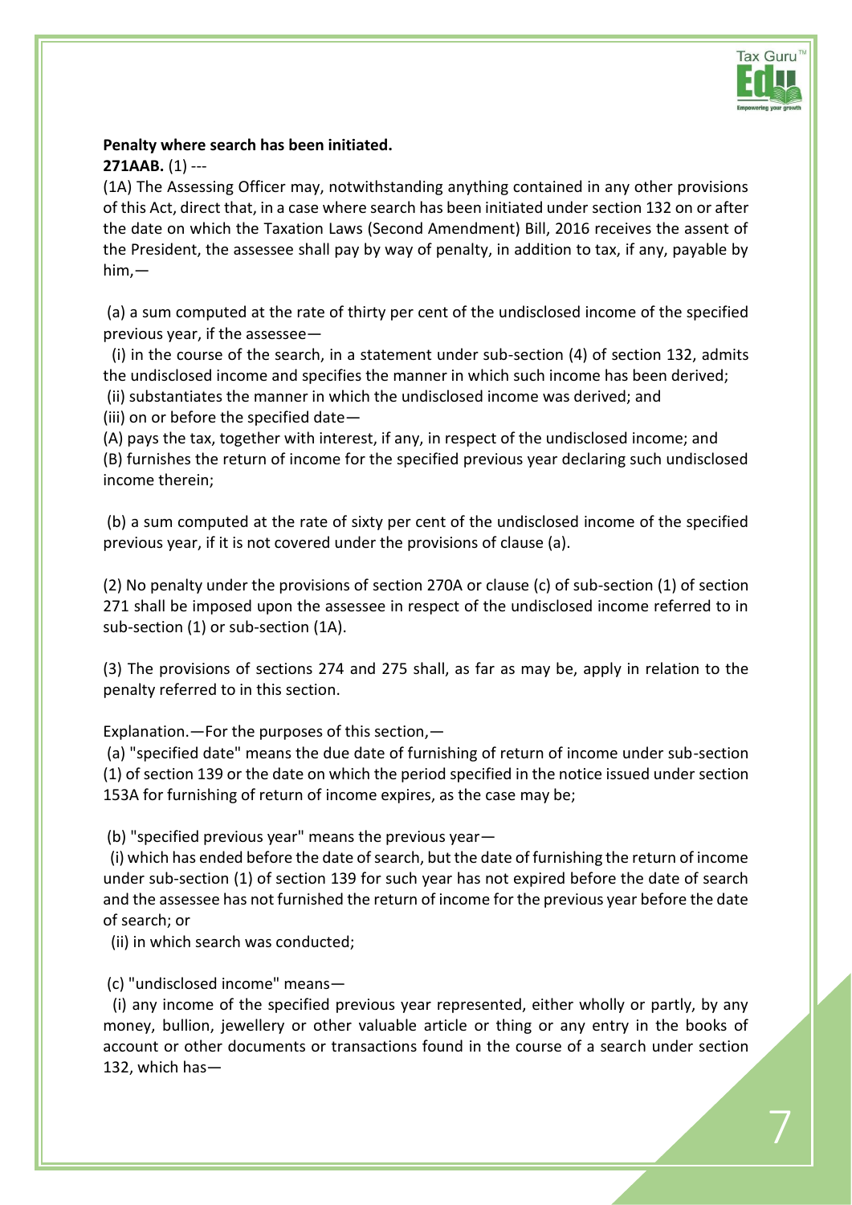**Penalty where search has been initiated.**

**271AAB.** (1) ---

(1A) The Assessing Officer may, notwithstanding anything contained in any other provisions of this Act, direct that, in a case where search has been initiated under section 132 on or after the date on which the Taxation Laws (Second Amendment) Bill, 2016 receives the assent of the President, the assessee shall pay by way of penalty, in addition to tax, if any, payable by him,—

(a) a sum computed at the rate of thirty per cent of the undisclosed income of the specified previous year, if the assessee—

(i) in the course of the search, in a statement under sub-section (4) of section 132, admits the undisclosed income and specifies the manner in which such income has been derived;

(ii) substantiates the manner in which the undisclosed income was derived; and

(iii) on or before the specified date—

(A) pays the tax, together with interest, if any, in respect of the undisclosed income; and

(B) furnishes the return of income for the specified previous year declaring such undisclosed income therein;

(b) a sum computed at the rate of sixty per cent of the undisclosed income of the specified previous year, if it is not covered under the provisions of clause (a).

(2) No penalty under the provisions of section 270A or clause (c) of sub-section (1) of section 271 shall be imposed upon the assessee in respect of the undisclosed income referred to in sub-section (1) or sub-section (1A).

(3) The provisions of sections 274 and 275 shall, as far as may be, apply in relation to the penalty referred to in this section.

Explanation.—For the purposes of this section,—

(a) "specified date" means the due date of furnishing of return of income under sub-section (1) of section 139 or the date on which the period specified in the notice issued under section 153A for furnishing of return of income expires, as the case may be;

(b) "specified previous year" means the previous year—

(i) which has ended before the date of search, but the date of furnishing the return of income under sub-section (1) of section 139 for such year has not expired before the date of search and the assessee has not furnished the return of income for the previous year before the date of search; or

(ii) in which search was conducted;

(c) "undisclosed income" means—

(i) any income of the specified previous year represented, either wholly or partly, by any money, bullion, jewellery or other valuable article or thing or any entry in the books of account or other documents or transactions found in the course of a search under section 132, which has—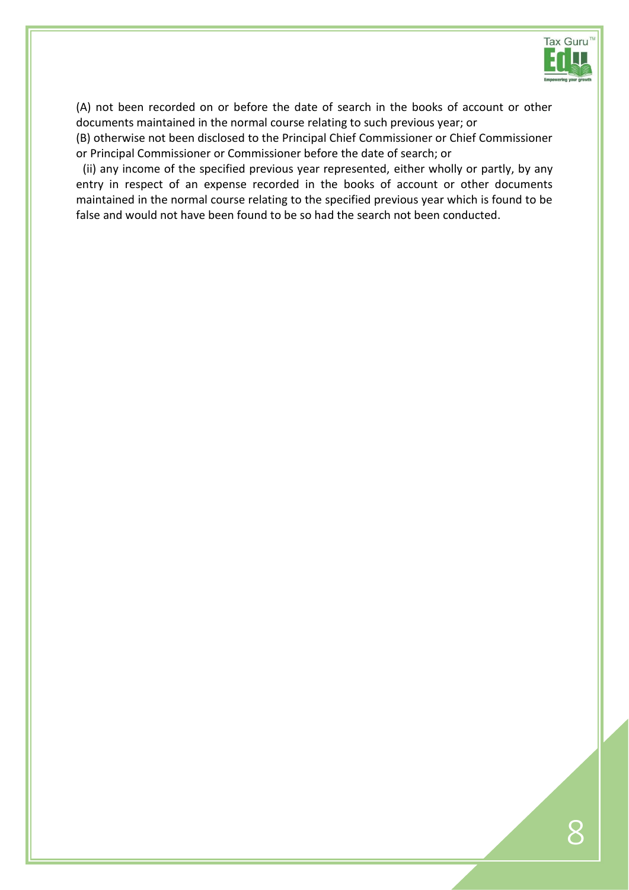(A) not been recorded on or before the date of search in the books of account or other documents maintained in the normal course relating to such previous year; or

(B) otherwise not been disclosed to the Principal Chief Commissioner or Chief Commissioner or Principal Commissioner or Commissioner before the date of search; or

(ii) any income of the specified previous year represented, either wholly or partly, by any entry in respect of an expense recorded in the books of account or other documents maintained in the normal course relating to the specified previous year which is found to be false and would not have been found to be so had the search not been conducted.